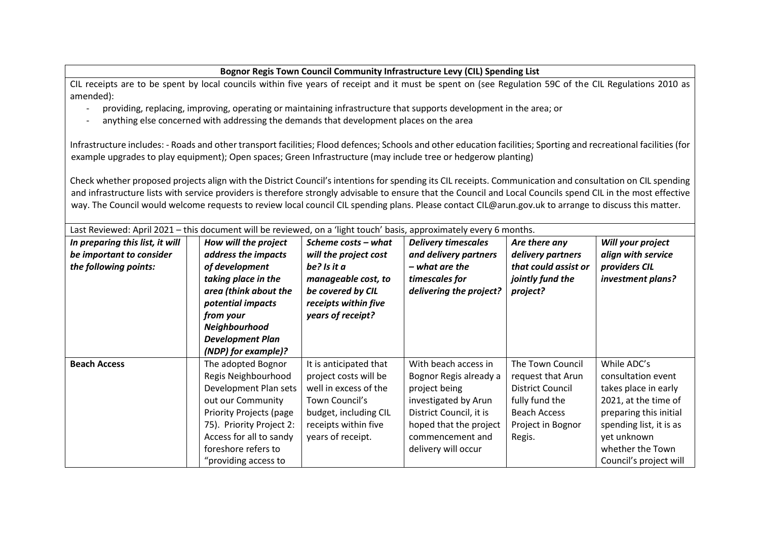**Bognor Regis Town Council Community Infrastructure Levy (CIL) Spending List**

CIL receipts are to be spent by local councils within five years of receipt and it must be spent on (see Regulation 59C of the CIL Regulations 2010 as amended):

- providing, replacing, improving, operating or maintaining infrastructure that supports development in the area; or
- anything else concerned with addressing the demands that development places on the area

Infrastructure includes: - Roads and other transport facilities; Flood defences; Schools and other education facilities; Sporting and recreational facilities (for example upgrades to play equipment); Open spaces; Green Infrastructure (may include tree or hedgerow planting)

Check whether proposed projects align with the District Council's intentions for spending its CIL receipts. Communication and consultation on CIL spending and infrastructure lists with service providers is therefore strongly advisable to ensure that the Council and Local Councils spend CIL in the most effective way. The Council would welcome requests to review local council CIL spending plans. Please contact CIL@arun.gov.uk to arrange to discuss this matter.

Last Reviewed: April 2021 – this document will be reviewed, on a 'light touch' basis, approximately every 6 months.

| *In preparing this list, it will be important to consider the following points:* | | *How will the project address the impacts of development taking place in the area (think about the potential impacts from your Neighbourhood Development Plan (NDP) for example)?* | *Scheme costs – what will the project cost be? Is it a manageable cost, to be covered by CIL receipts within five years of receipt?* | *Delivery timescales and delivery partners – what are the timescales for delivering the project?* | *Are there any delivery partners that could assist or jointly fund the project?* | *Will your project align with service providers CIL investment plans?* |
|---|---|---|---|---|---|---|
| **Beach Access** | | The adopted Bognor Regis Neighbourhood Development Plan sets out our Community Priority Projects (page 75). Priority Project 2: Access for all to sandy foreshore refers to "providing access to | It is anticipated that project costs will be well in excess of the Town Council's budget, including CIL receipts within five years of receipt. | With beach access in Bognor Regis already a project being investigated by Arun District Council, it is hoped that the project commencement and delivery will occur | The Town Council request that Arun District Council fully fund the Beach Access Project in Bognor Regis. | While ADC's consultation event takes place in early 2021, at the time of preparing this initial spending list, it is as yet unknown whether the Town Council's project will |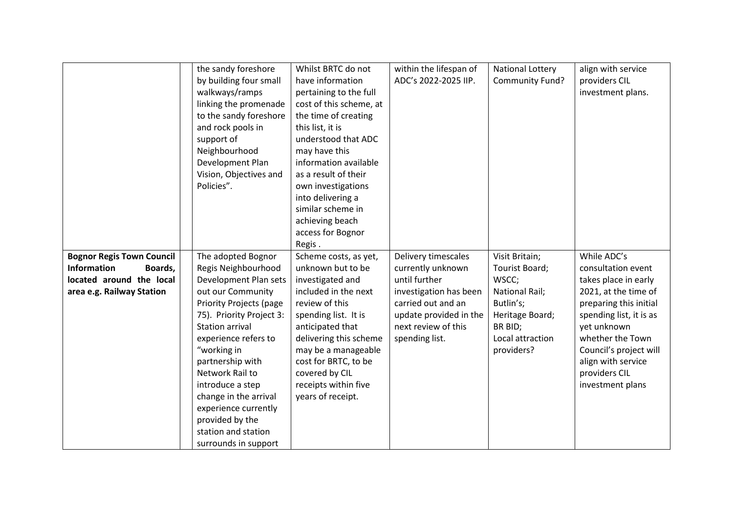| | | | | | | |
|---|---|---|---|---|---|---|
| | | the sandy foreshore by building four small walkways/ramps linking the promenade to the sandy foreshore and rock pools in support of Neighbourhood Development Plan Vision, Objectives and Policies". | Whilst BRTC do not have information pertaining to the full cost of this scheme, at the time of creating this list, it is understood that ADC may have this information available as a result of their own investigations into delivering a similar scheme in achieving beach access for Bognor Regis . | within the lifespan of ADC's 2022-2025 IIP. | National Lottery Community Fund? | align with service providers CIL investment plans. |
| **Bognor Regis Town Council Information Boards, located around the local area e.g. Railway Station** | | The adopted Bognor Regis Neighbourhood Development Plan sets out our Community Priority Projects (page 75). Priority Project 3: Station arrival experience refers to "working in partnership with Network Rail to introduce a step change in the arrival experience currently provided by the station and station surrounds in support | Scheme costs, as yet, unknown but to be investigated and included in the next review of this spending list. It is anticipated that delivering this scheme may be a manageable cost for BRTC, to be covered by CIL receipts within five years of receipt. | Delivery timescales currently unknown until further investigation has been carried out and an update provided in the next review of this spending list. | Visit Britain; Tourist Board; WSCC; National Rail; Butlin's; Heritage Board; BR BID; Local attraction providers? | While ADC's consultation event takes place in early 2021, at the time of preparing this initial spending list, it is as yet unknown whether the Town Council's project will align with service providers CIL investment plans |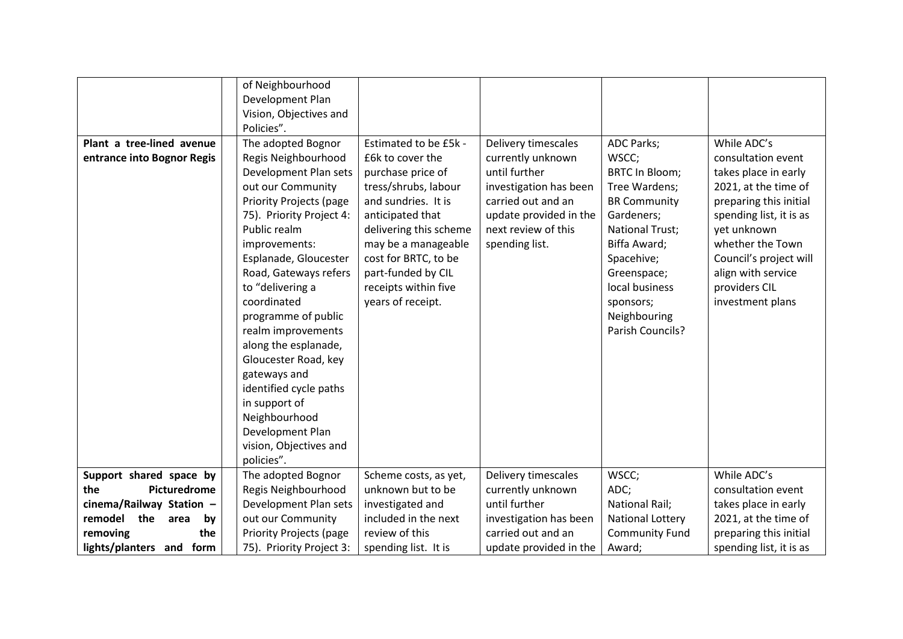| | | | | | |
|---|---|---|---|---|---|
| | of Neighbourhood Development Plan Vision, Objectives and Policies". | | | | |
| **Plant a tree-lined avenue entrance into Bognor Regis** | The adopted Bognor Regis Neighbourhood Development Plan sets out our Community Priority Projects (page 75). Priority Project 4: Public realm improvements: Esplanade, Gloucester Road, Gateways refers to "delivering a coordinated programme of public realm improvements along the esplanade, Gloucester Road, key gateways and identified cycle paths in support of Neighbourhood Development Plan vision, Objectives and policies". | Estimated to be £5k - £6k to cover the purchase price of tress/shrubs, labour and sundries. It is anticipated that delivering this scheme may be a manageable cost for BRTC, to be part-funded by CIL receipts within five years of receipt. | Delivery timescales currently unknown until further investigation has been carried out and an update provided in the next review of this spending list. | ADC Parks; WSCC; BRTC In Bloom; Tree Wardens; BR Community Gardeners; National Trust; Biffa Award; Spacehive; Greenspace; local business sponsors; Neighbouring Parish Councils? | While ADC's consultation event takes place in early 2021, at the time of preparing this initial spending list, it is as yet unknown whether the Town Council's project will align with service providers CIL investment plans |
| **Support shared space by the Picturedrome cinema/Railway Station – remodel the area by removing the lights/planters and form** | The adopted Bognor Regis Neighbourhood Development Plan sets out our Community Priority Projects (page 75). Priority Project 3: | Scheme costs, as yet, unknown but to be investigated and included in the next review of this spending list. It is | Delivery timescales currently unknown until further investigation has been carried out and an update provided in the | WSCC; ADC; National Rail; National Lottery Community Fund Award; | While ADC's consultation event takes place in early 2021, at the time of preparing this initial spending list, it is as |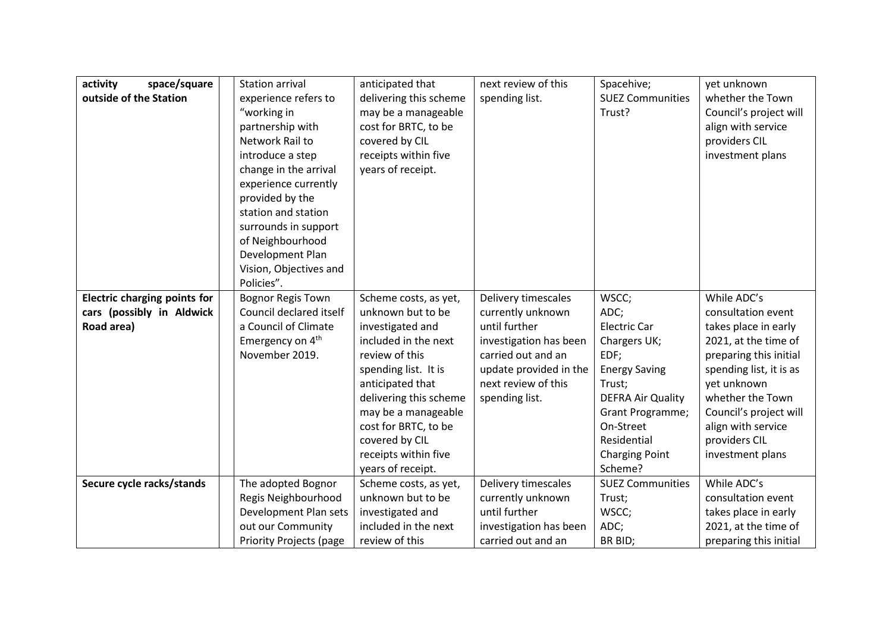| | | | | | | |
|---|---|---|---|---|---|---|
| **activity space/square outside of the Station** | | Station arrival experience refers to "working in partnership with Network Rail to introduce a step change in the arrival experience currently provided by the station and station surrounds in support of Neighbourhood Development Plan Vision, Objectives and Policies". | anticipated that delivering this scheme may be a manageable cost for BRTC, to be covered by CIL receipts within five years of receipt. | next review of this spending list. | Spacehive; SUEZ Communities Trust? | yet unknown whether the Town Council's project will align with service providers CIL investment plans |
| **Electric charging points for cars (possibly in Aldwick Road area)** | | Bognor Regis Town Council declared itself a Council of Climate Emergency on 4th November 2019. | Scheme costs, as yet, unknown but to be investigated and included in the next review of this spending list. It is anticipated that delivering this scheme may be a manageable cost for BRTC, to be covered by CIL receipts within five years of receipt. | Delivery timescales currently unknown until further investigation has been carried out and an update provided in the next review of this spending list. | WSCC; ADC; Electric Car Chargers UK; EDF; Energy Saving Trust; DEFRA Air Quality Grant Programme; On-Street Residential Charging Point Scheme? | While ADC's consultation event takes place in early 2021, at the time of preparing this initial spending list, it is as yet unknown whether the Town Council's project will align with service providers CIL investment plans |
| **Secure cycle racks/stands** | | The adopted Bognor Regis Neighbourhood Development Plan sets out our Community Priority Projects (page | Scheme costs, as yet, unknown but to be investigated and included in the next review of this | Delivery timescales currently unknown until further investigation has been carried out and an | SUEZ Communities Trust; WSCC; ADC; BR BID; | While ADC's consultation event takes place in early 2021, at the time of preparing this initial |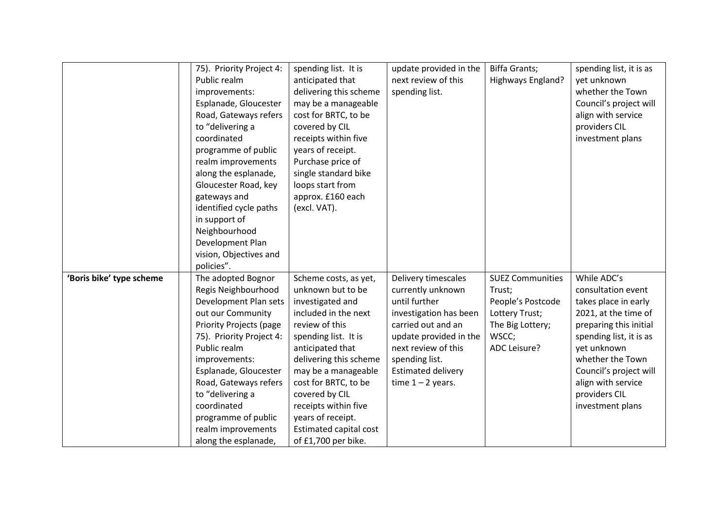| | | | | | | |
|---|---|---|---|---|---|---|
| | | 75). Priority Project 4: Public realm improvements: Esplanade, Gloucester Road, Gateways refers to "delivering a coordinated programme of public realm improvements along the esplanade, Gloucester Road, key gateways and identified cycle paths in support of Neighbourhood Development Plan vision, Objectives and policies". | spending list. It is anticipated that delivering this scheme may be a manageable cost for BRTC, to be covered by CIL receipts within five years of receipt. Purchase price of single standard bike loops start from approx. £160 each (excl. VAT). | update provided in the next review of this spending list. | Biffa Grants; Highways England? | spending list, it is as yet unknown whether the Town Council's project will align with service providers CIL investment plans |
| **'Boris bike' type scheme** | | The adopted Bognor Regis Neighbourhood Development Plan sets out our Community Priority Projects (page 75). Priority Project 4: Public realm improvements: Esplanade, Gloucester Road, Gateways refers to "delivering a coordinated programme of public realm improvements along the esplanade, | Scheme costs, as yet, unknown but to be investigated and included in the next review of this spending list. It is anticipated that delivering this scheme may be a manageable cost for BRTC, to be covered by CIL receipts within five years of receipt. Estimated capital cost of £1,700 per bike. | Delivery timescales currently unknown until further investigation has been carried out and an update provided in the next review of this spending list. Estimated delivery time 1 – 2 years. | SUEZ Communities Trust; People's Postcode Lottery Trust; The Big Lottery; WSCC; ADC Leisure? | While ADC's consultation event takes place in early 2021, at the time of preparing this initial spending list, it is as yet unknown whether the Town Council's project will align with service providers CIL investment plans |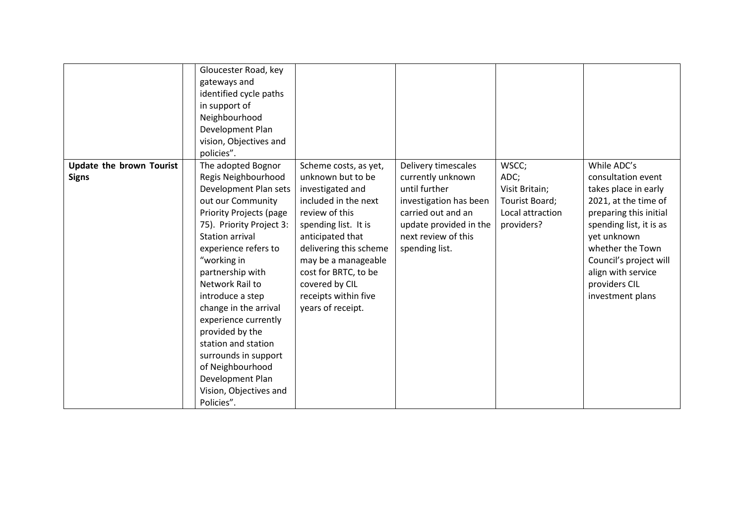| | | | | | | |
|---|---|---|---|---|---|---|
| | | Gloucester Road, key gateways and identified cycle paths in support of Neighbourhood Development Plan vision, Objectives and policies". | | | | |
| **Update the brown Tourist Signs** | | The adopted Bognor Regis Neighbourhood Development Plan sets out our Community Priority Projects (page 75). Priority Project 3: Station arrival experience refers to "working in partnership with Network Rail to introduce a step change in the arrival experience currently provided by the station and station surrounds in support of Neighbourhood Development Plan Vision, Objectives and Policies". | Scheme costs, as yet, unknown but to be investigated and included in the next review of this spending list. It is anticipated that delivering this scheme may be a manageable cost for BRTC, to be covered by CIL receipts within five years of receipt. | Delivery timescales currently unknown until further investigation has been carried out and an update provided in the next review of this spending list. | WSCC; ADC; Visit Britain; Tourist Board; Local attraction providers? | While ADC's consultation event takes place in early 2021, at the time of preparing this initial spending list, it is as yet unknown whether the Town Council's project will align with service providers CIL investment plans |